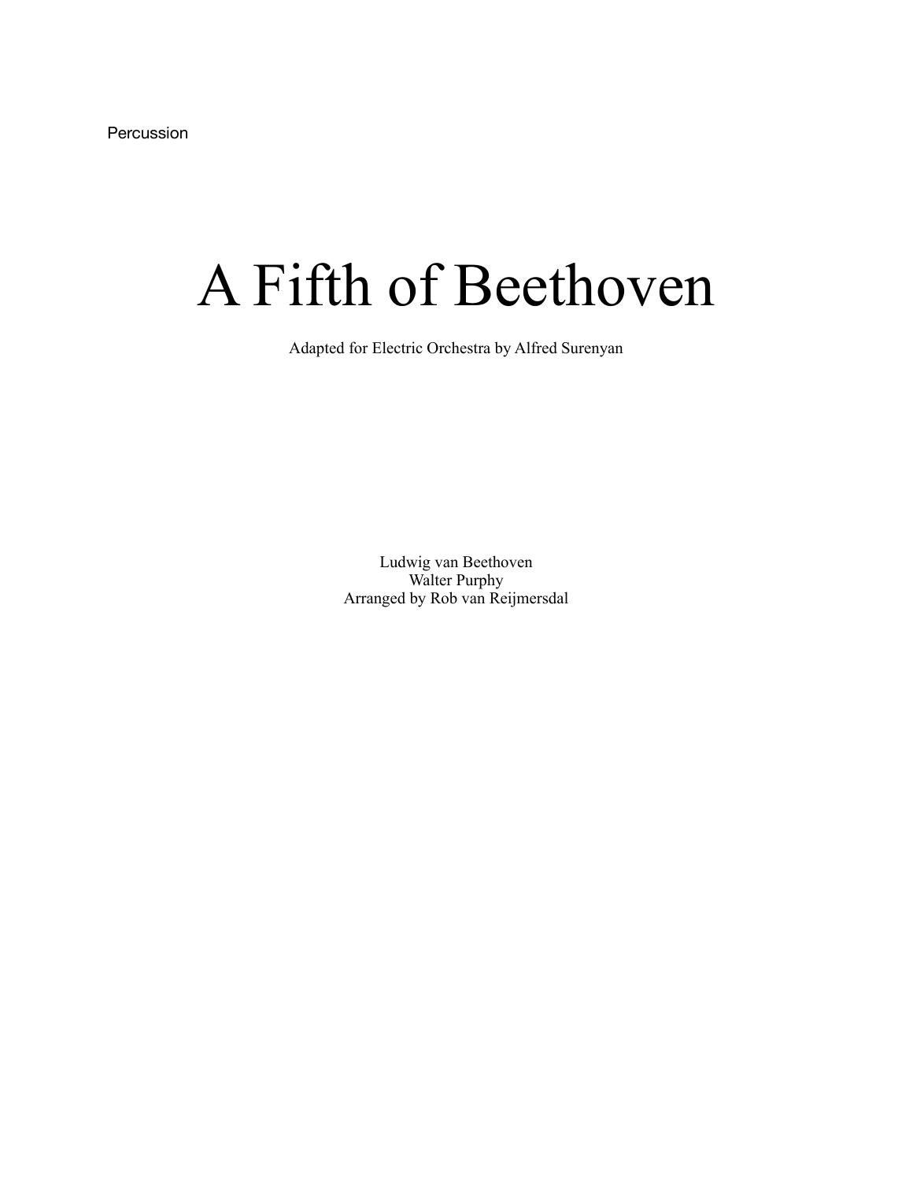Percussion

# A Fifth of Beethoven

Adapted for Electric Orchestra by Alfred Surenyan

Ludwig van Beethoven
Walter Purphy
Arranged by Rob van Reijmersdal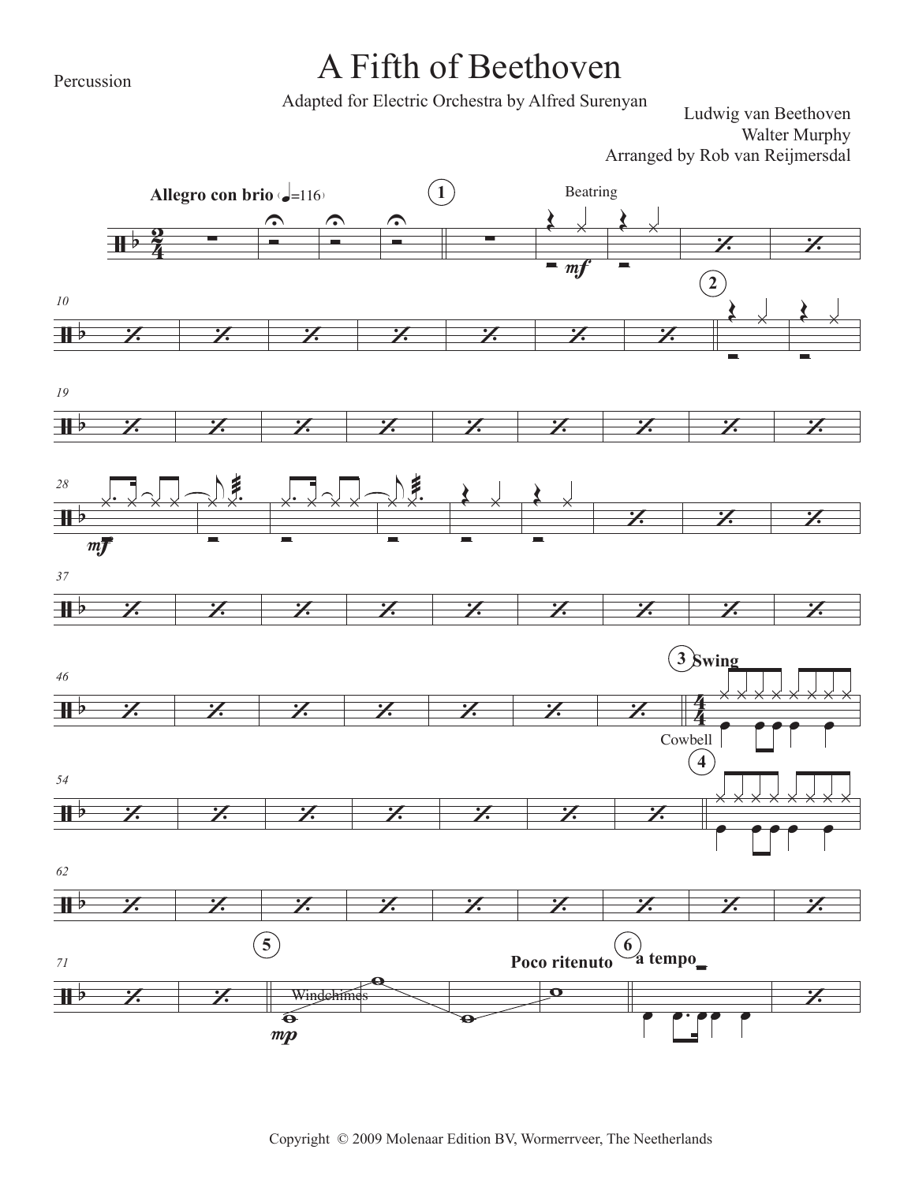Percussion

# A Fifth of Beethoven

Adapted for Electric Orchestra by Alfred Surenyan

Ludwig van Beethoven
Walter Murphy
Arranged by Rob van Reijmersdal

Copyright © 2009 Molenaar Edition BV, Wormerveer, The Neetherlands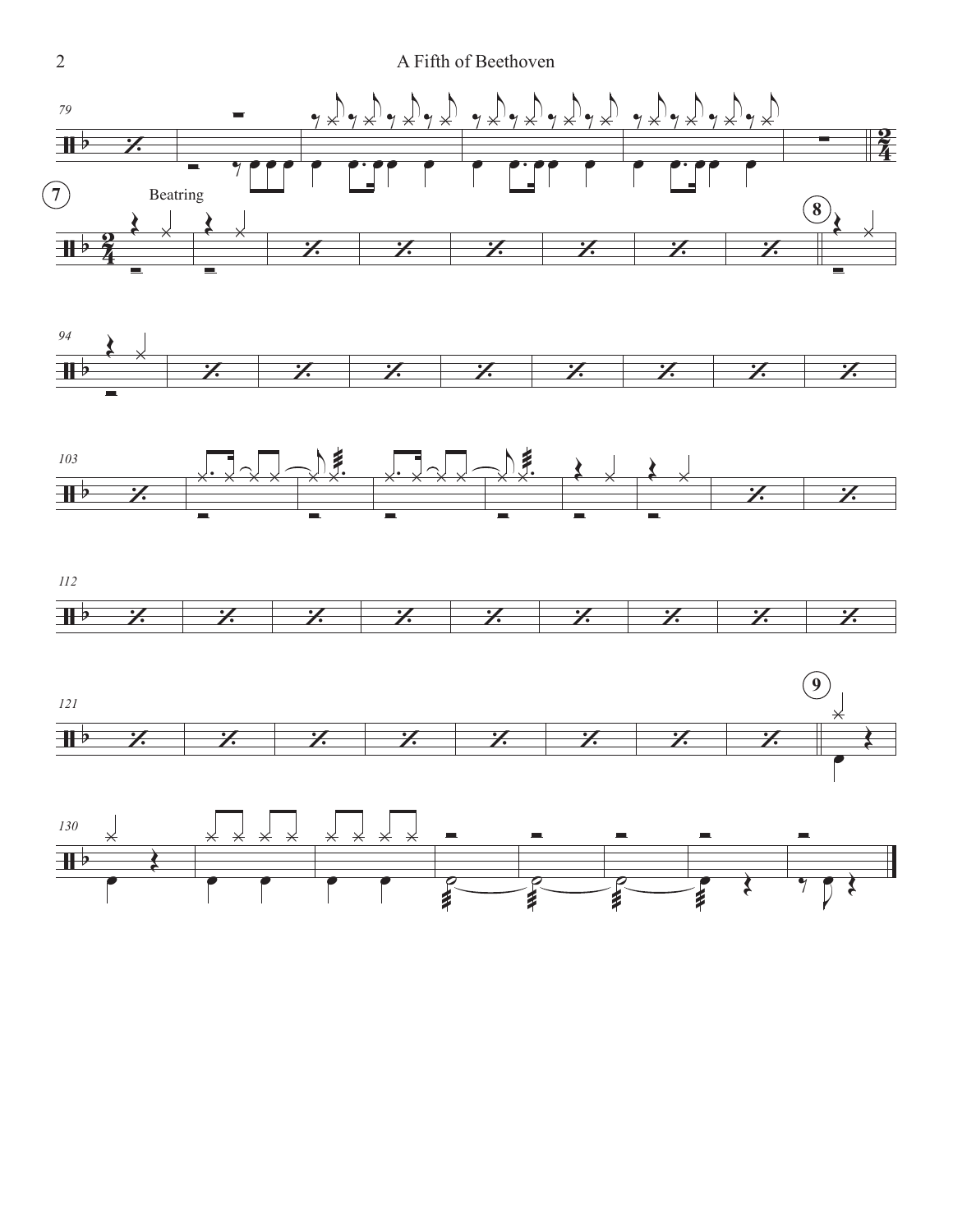79

7

Beatring

8

94

103

112

121

9

130